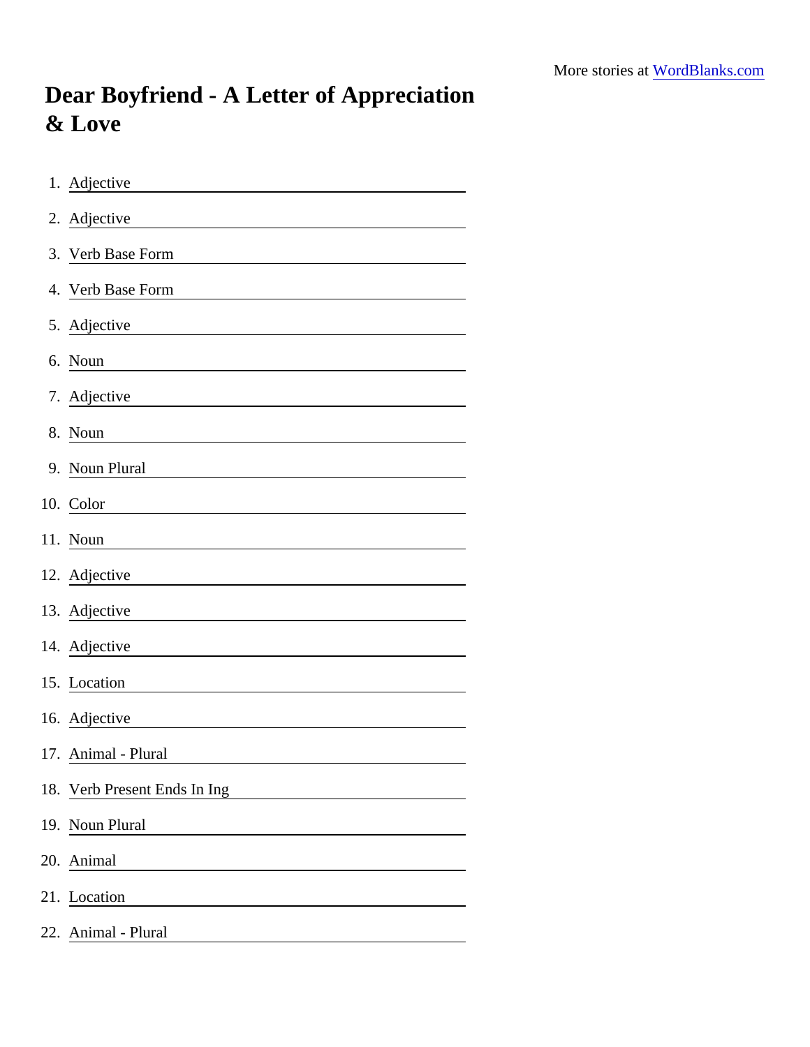More stories at WordBlanks.com

# Dear Boyfriend - A Letter of Appreciation & Love

1. Adjective ______________________
2. Adjective ______________________
3. Verb Base Form ______________________
4. Verb Base Form ______________________
5. Adjective ______________________
6. Noun ______________________
7. Adjective ______________________
8. Noun ______________________
9. Noun Plural ______________________
10. Color ______________________
11. Noun ______________________
12. Adjective ______________________
13. Adjective ______________________
14. Adjective ______________________
15. Location ______________________
16. Adjective ______________________
17. Animal - Plural ______________________
18. Verb Present Ends In Ing ______________________
19. Noun Plural ______________________
20. Animal ______________________
21. Location ______________________
22. Animal - Plural ______________________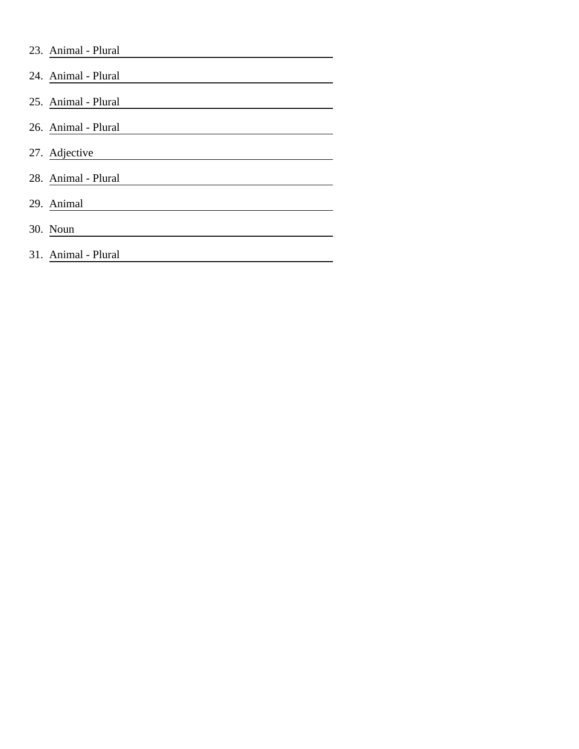23. Animal - Plural ______________________________

24. Animal - Plural ______________________________

25. Animal - Plural ______________________________

26. Animal - Plural ______________________________

27. Adjective ______________________________

28. Animal - Plural ______________________________

29. Animal ______________________________

30. Noun ______________________________

31. Animal - Plural ______________________________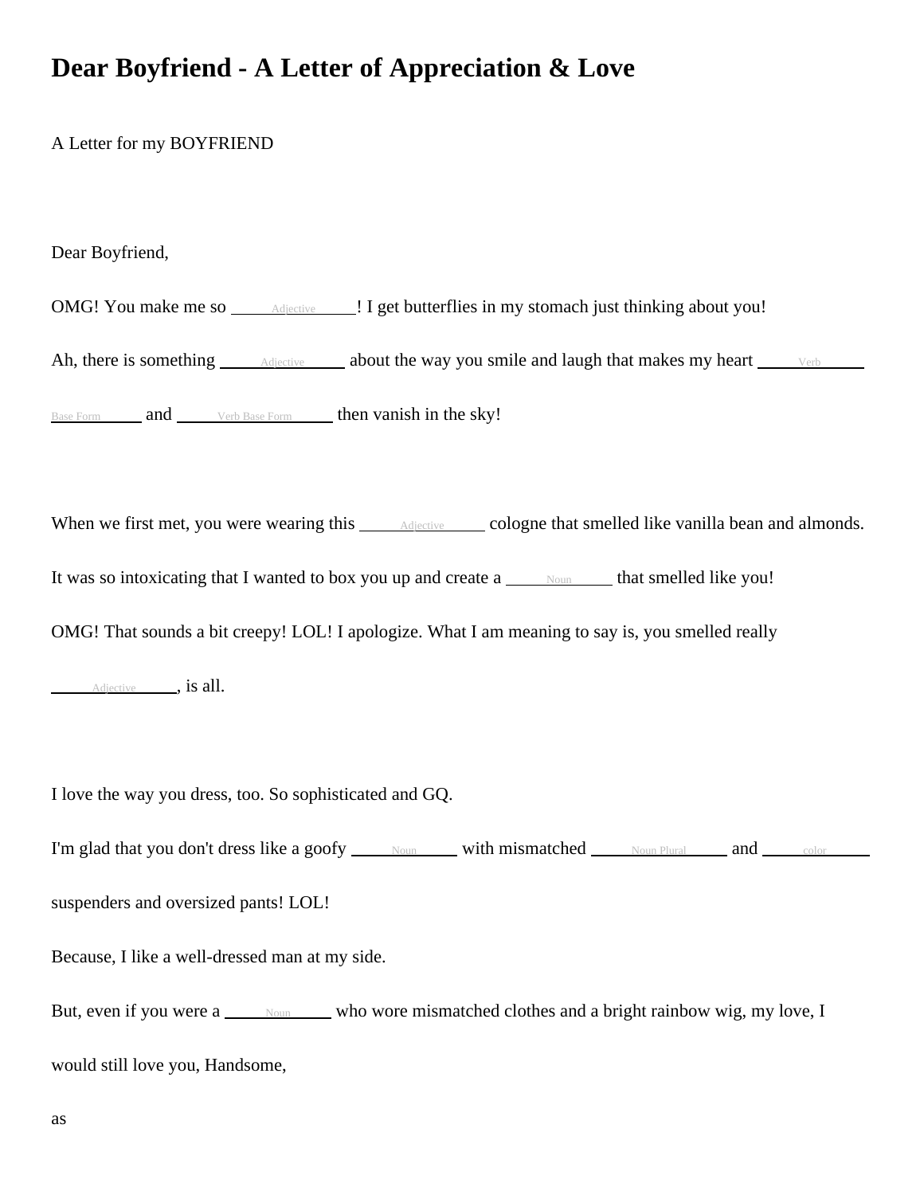# Dear Boyfriend - A Letter of Appreciation & Love

A Letter for my BOYFRIEND

Dear Boyfriend,

OMG! You make me so \_\_\_\_Adjective\_\_\_\_! I get butterflies in my stomach just thinking about you!

Ah, there is something \_\_\_\_Adjective\_\_\_\_ about the way you smile and laugh that makes my heart \_\_\_\_Verb Base Form\_\_\_\_ and \_\_\_\_Verb Base Form\_\_\_\_ then vanish in the sky!

When we first met, you were wearing this \_\_\_\_Adjective\_\_\_\_ cologne that smelled like vanilla bean and almonds.

It was so intoxicating that I wanted to box you up and create a \_\_\_\_Noun\_\_\_\_ that smelled like you!

OMG! That sounds a bit creepy! LOL! I apologize. What I am meaning to say is, you smelled really \_\_\_\_Adjective\_\_\_\_, is all.

I love the way you dress, too. So sophisticated and GQ.

I'm glad that you don't dress like a goofy \_\_\_\_Noun\_\_\_\_ with mismatched \_\_\_\_Noun Plural\_\_\_\_ and \_\_\_\_color\_\_\_\_ suspenders and oversized pants! LOL!

Because, I like a well-dressed man at my side.

But, even if you were a \_\_\_\_Noun\_\_\_\_ who wore mismatched clothes and a bright rainbow wig, my love, I would still love you, Handsome,

as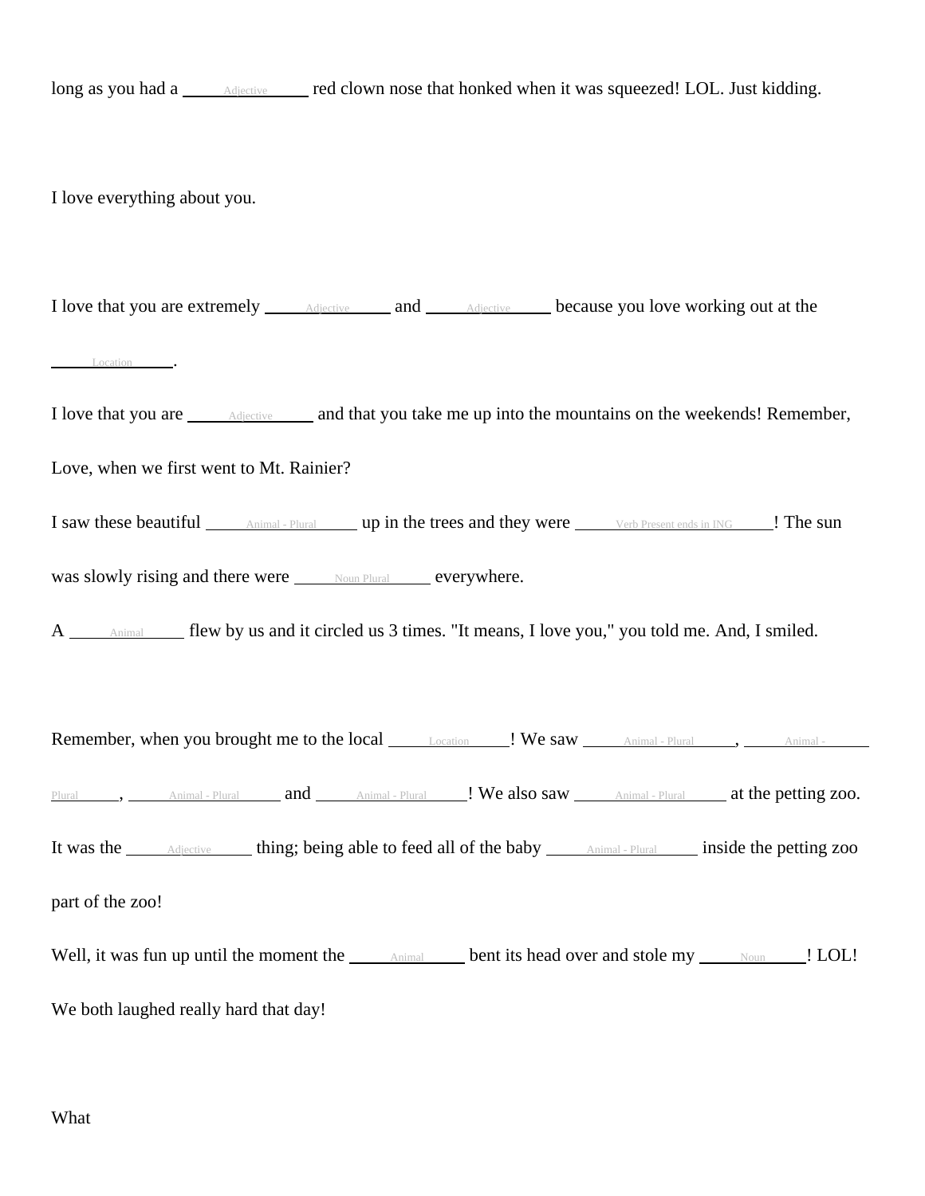long as you had a \_\_\_\_\_Adjective\_\_\_\_\_ red clown nose that honked when it was squeezed! LOL. Just kidding.

I love everything about you.

I love that you are extremely \_\_\_\_\_Adjective\_\_\_\_\_ and \_\_\_\_\_Adjective\_\_\_\_\_ because you love working out at the \_\_\_\_\_Location\_\_\_\_\_.

I love that you are \_\_\_\_\_Adjective\_\_\_\_\_ and that you take me up into the mountains on the weekends! Remember, Love, when we first went to Mt. Rainier?

I saw these beautiful \_\_\_\_\_Animal - Plural\_\_\_\_\_ up in the trees and they were \_\_\_\_\_Verb Present ends in ING\_\_\_\_\_! The sun was slowly rising and there were \_\_\_\_\_Noun Plural\_\_\_\_\_ everywhere.

A \_\_\_\_\_Animal\_\_\_\_\_ flew by us and it circled us 3 times. "It means, I love you," you told me. And, I smiled.

Remember, when you brought me to the local \_\_\_\_\_Location\_\_\_\_\_! We saw \_\_\_\_\_Animal - Plural\_\_\_\_\_, \_\_\_\_\_Animal - Plural\_\_\_\_\_, \_\_\_\_\_Animal - Plural\_\_\_\_\_ and \_\_\_\_\_Animal - Plural\_\_\_\_\_! We also saw \_\_\_\_\_Animal - Plural\_\_\_\_\_ at the petting zoo. It was the \_\_\_\_\_Adjective\_\_\_\_\_ thing; being able to feed all of the baby \_\_\_\_\_Animal - Plural\_\_\_\_\_ inside the petting zoo part of the zoo!

Well, it was fun up until the moment the \_\_\_\_\_Animal\_\_\_\_\_ bent its head over and stole my \_\_\_\_\_Noun\_\_\_\_\_! LOL! We both laughed really hard that day!

What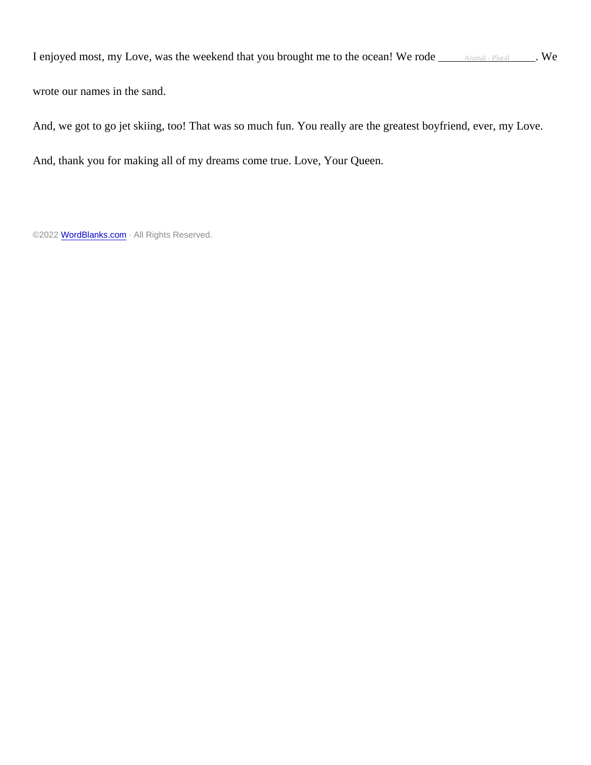I enjoyed most, my Love, was the weekend that you brought me to the ocean! We rode ______Animal - Plural______. We wrote our names in the sand.

And, we got to go jet skiing, too! That was so much fun. You really are the greatest boyfriend, ever, my Love.

And, thank you for making all of my dreams come true. Love, Your Queen.

©2022 WordBlanks.com · All Rights Reserved.